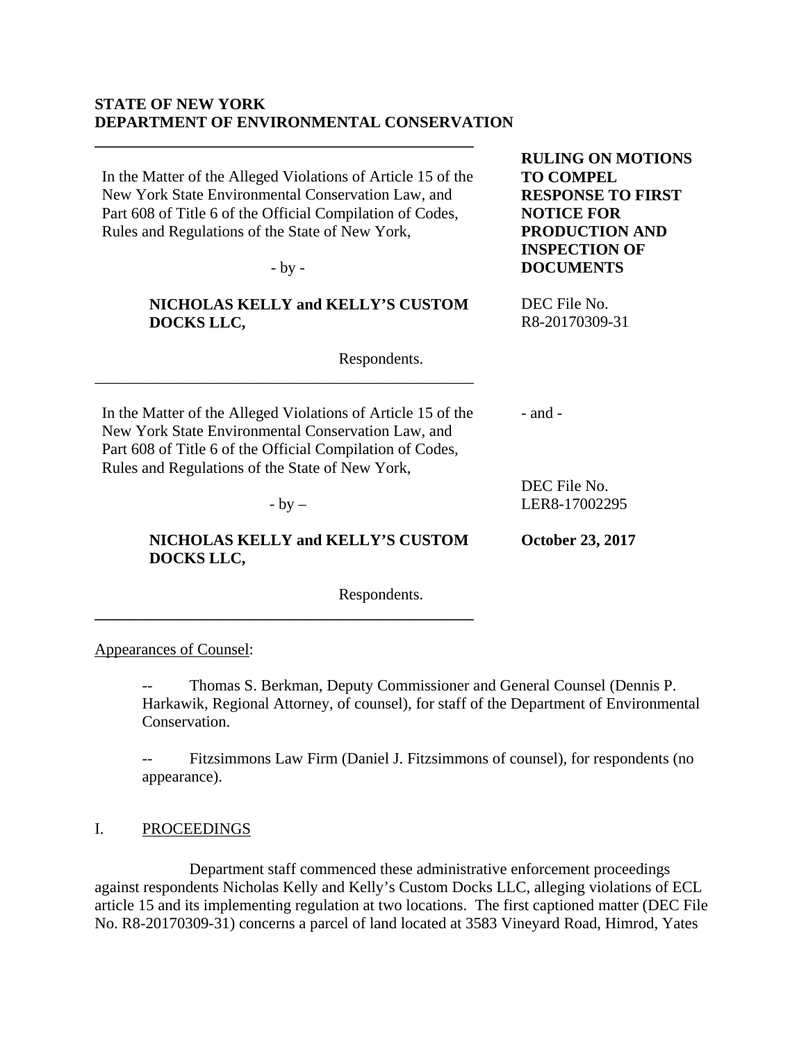**STATE OF NEW YORK**
**DEPARTMENT OF ENVIRONMENTAL CONSERVATION**

---

In the Matter of the Alleged Violations of Article 15 of the New York State Environmental Conservation Law, and Part 608 of Title 6 of the Official Compilation of Codes, Rules and Regulations of the State of New York,

- by -

**NICHOLAS KELLY and KELLY'S CUSTOM DOCKS LLC,**

Respondents.

**RULING ON MOTIONS TO COMPEL RESPONSE TO FIRST NOTICE FOR PRODUCTION AND INSPECTION OF DOCUMENTS**

DEC File No. R8-20170309-31

---

In the Matter of the Alleged Violations of Article 15 of the New York State Environmental Conservation Law, and Part 608 of Title 6 of the Official Compilation of Codes, Rules and Regulations of the State of New York,

- by –

**NICHOLAS KELLY and KELLY'S CUSTOM DOCKS LLC,**

Respondents.

- and -

DEC File No. LER8-17002295

**October 23, 2017**

---

Appearances of Counsel:

-- Thomas S. Berkman, Deputy Commissioner and General Counsel (Dennis P. Harkawik, Regional Attorney, of counsel), for staff of the Department of Environmental Conservation.

-- Fitzsimmons Law Firm (Daniel J. Fitzsimmons of counsel), for respondents (no appearance).

## I. PROCEEDINGS

Department staff commenced these administrative enforcement proceedings against respondents Nicholas Kelly and Kelly's Custom Docks LLC, alleging violations of ECL article 15 and its implementing regulation at two locations. The first captioned matter (DEC File No. R8-20170309-31) concerns a parcel of land located at 3583 Vineyard Road, Himrod, Yates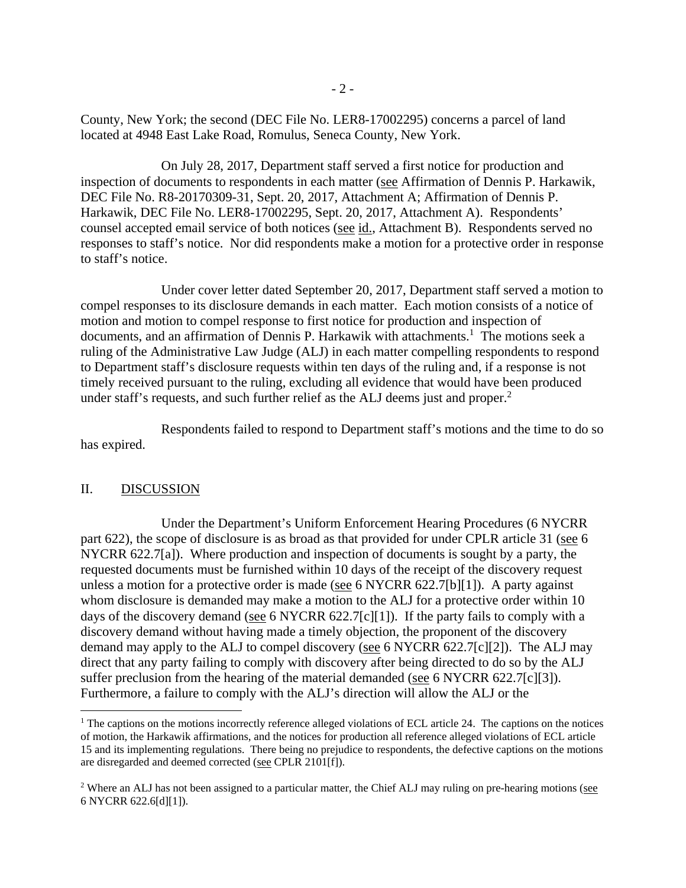County, New York; the second (DEC File No. LER8-17002295) concerns a parcel of land located at 4948 East Lake Road, Romulus, Seneca County, New York.

On July 28, 2017, Department staff served a first notice for production and inspection of documents to respondents in each matter (see Affirmation of Dennis P. Harkawik, DEC File No. R8-20170309-31, Sept. 20, 2017, Attachment A; Affirmation of Dennis P. Harkawik, DEC File No. LER8-17002295, Sept. 20, 2017, Attachment A). Respondents' counsel accepted email service of both notices (see id., Attachment B). Respondents served no responses to staff's notice. Nor did respondents make a motion for a protective order in response to staff's notice.

Under cover letter dated September 20, 2017, Department staff served a motion to compel responses to its disclosure demands in each matter. Each motion consists of a notice of motion and motion to compel response to first notice for production and inspection of documents, and an affirmation of Dennis P. Harkawik with attachments.[1] The motions seek a ruling of the Administrative Law Judge (ALJ) in each matter compelling respondents to respond to Department staff's disclosure requests within ten days of the ruling and, if a response is not timely received pursuant to the ruling, excluding all evidence that would have been produced under staff's requests, and such further relief as the ALJ deems just and proper.[2]

Respondents failed to respond to Department staff's motions and the time to do so has expired.

## II. DISCUSSION

Under the Department's Uniform Enforcement Hearing Procedures (6 NYCRR part 622), the scope of disclosure is as broad as that provided for under CPLR article 31 (see 6 NYCRR 622.7[a]). Where production and inspection of documents is sought by a party, the requested documents must be furnished within 10 days of the receipt of the discovery request unless a motion for a protective order is made (see 6 NYCRR 622.7[b][1]). A party against whom disclosure is demanded may make a motion to the ALJ for a protective order within 10 days of the discovery demand (see 6 NYCRR 622.7[c][1]). If the party fails to comply with a discovery demand without having made a timely objection, the proponent of the discovery demand may apply to the ALJ to compel discovery (see 6 NYCRR 622.7[c][2]). The ALJ may direct that any party failing to comply with discovery after being directed to do so by the ALJ suffer preclusion from the hearing of the material demanded (see 6 NYCRR 622.7[c][3]). Furthermore, a failure to comply with the ALJ's direction will allow the ALJ or the

---

[1] The captions on the motions incorrectly reference alleged violations of ECL article 24. The captions on the notices of motion, the Harkawik affirmations, and the notices for production all reference alleged violations of ECL article 15 and its implementing regulations. There being no prejudice to respondents, the defective captions on the motions are disregarded and deemed corrected (see CPLR 2101[f]).

[2] Where an ALJ has not been assigned to a particular matter, the Chief ALJ may ruling on pre-hearing motions (see 6 NYCRR 622.6[d][1]).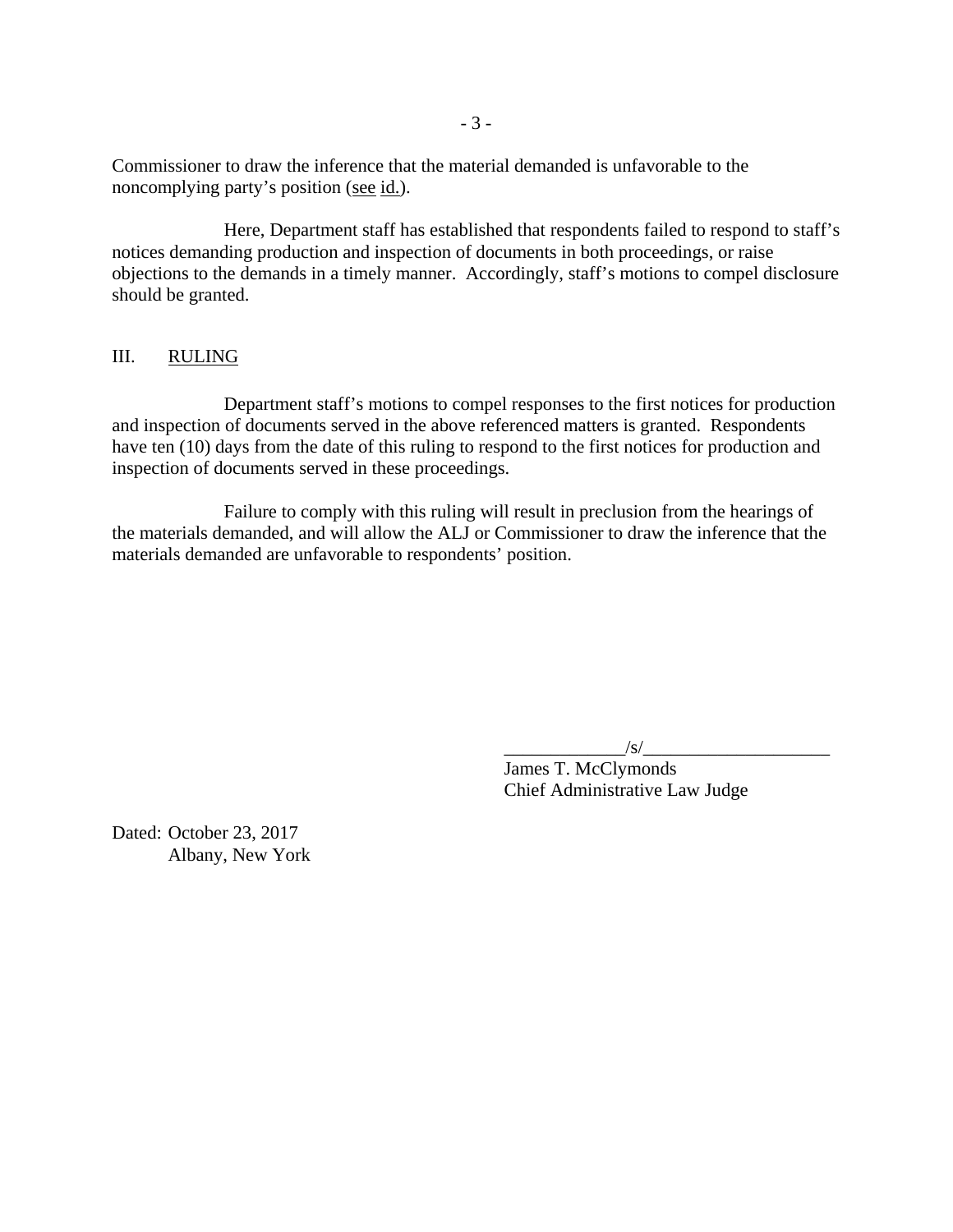Commissioner to draw the inference that the material demanded is unfavorable to the noncomplying party's position (see id.).

Here, Department staff has established that respondents failed to respond to staff's notices demanding production and inspection of documents in both proceedings, or raise objections to the demands in a timely manner. Accordingly, staff's motions to compel disclosure should be granted.

## III. RULING

Department staff's motions to compel responses to the first notices for production and inspection of documents served in the above referenced matters is granted. Respondents have ten (10) days from the date of this ruling to respond to the first notices for production and inspection of documents served in these proceedings.

Failure to comply with this ruling will result in preclusion from the hearings of the materials demanded, and will allow the ALJ or Commissioner to draw the inference that the materials demanded are unfavorable to respondents' position.

_____________/s/____________________
James T. McClymonds
Chief Administrative Law Judge

Dated: October 23, 2017
Albany, New York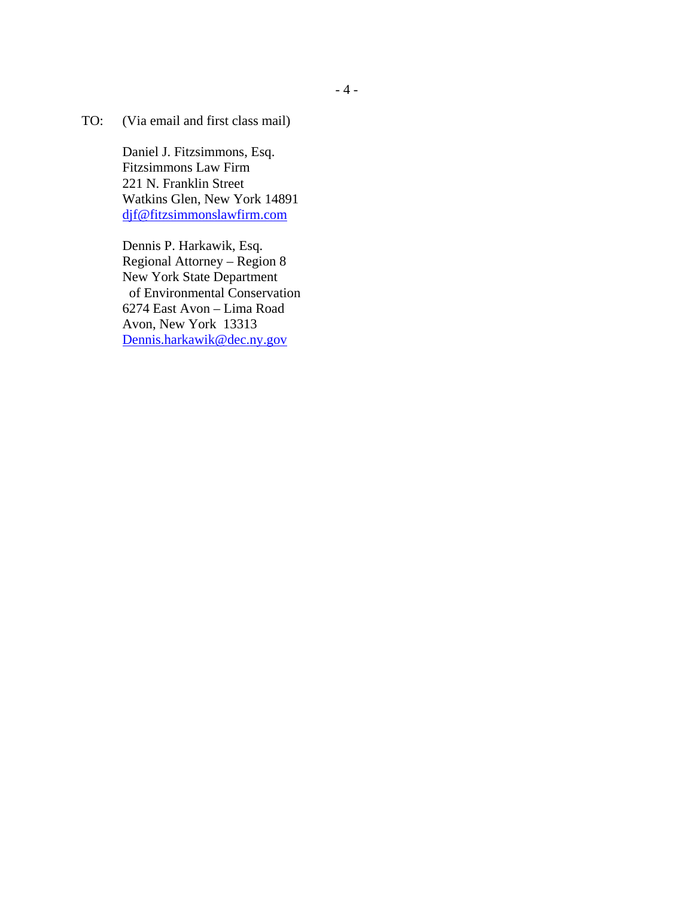TO: (Via email and first class mail)

Daniel J. Fitzsimmons, Esq.
Fitzsimmons Law Firm
221 N. Franklin Street
Watkins Glen, New York 14891
djf@fitzsimmonslawfirm.com

Dennis P. Harkawik, Esq.
Regional Attorney – Region 8
New York State Department
of Environmental Conservation
6274 East Avon – Lima Road
Avon, New York 13313
Dennis.harkawik@dec.ny.gov